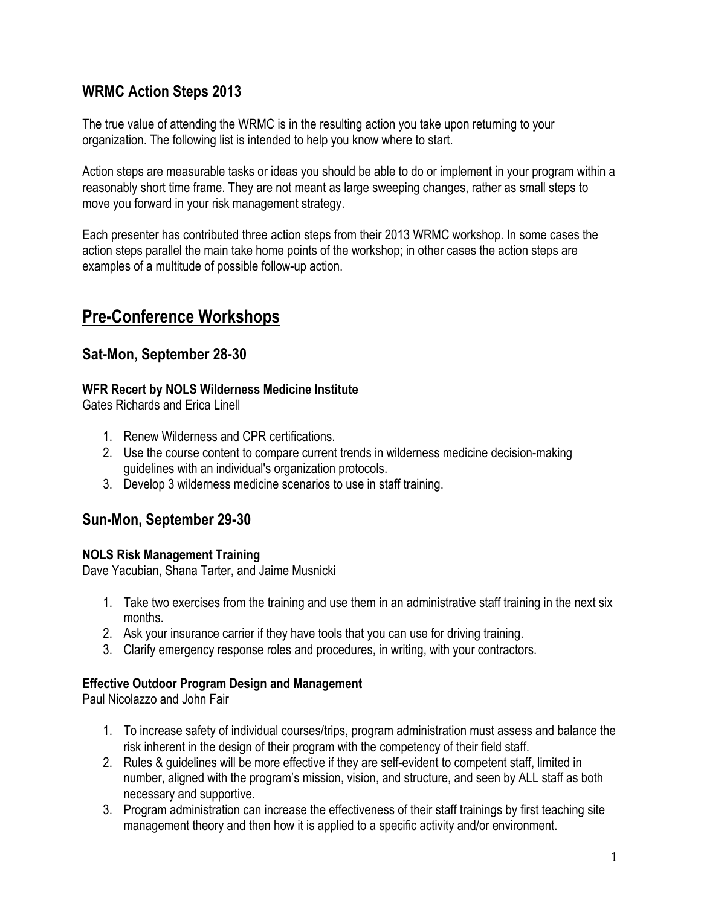## WRMC Action Steps 2013

The true value of attending the WRMC is in the resulting action you take upon returning to your organization. The following list is intended to help you know where to start.

Action steps are measurable tasks or ideas you should be able to do or implement in your program within a reasonably short time frame. They are not meant as large sweeping changes, rather as small steps to move you forward in your risk management strategy.

Each presenter has contributed three action steps from their 2013 WRMC workshop. In some cases the action steps parallel the main take home points of the workshop; in other cases the action steps are examples of a multitude of possible follow-up action.

# Pre-Conference Workshops

## Sat-Mon, September 28-30

**WFR Recert by NOLS Wilderness Medicine Institute**
Gates Richards and Erica Linell

1. Renew Wilderness and CPR certifications.
2. Use the course content to compare current trends in wilderness medicine decision-making guidelines with an individual's organization protocols.
3. Develop 3 wilderness medicine scenarios to use in staff training.

## Sun-Mon, September 29-30

**NOLS Risk Management Training**
Dave Yacubian, Shana Tarter, and Jaime Musnicki

1. Take two exercises from the training and use them in an administrative staff training in the next six months.
2. Ask your insurance carrier if they have tools that you can use for driving training.
3. Clarify emergency response roles and procedures, in writing, with your contractors.

**Effective Outdoor Program Design and Management**
Paul Nicolazzo and John Fair

1. To increase safety of individual courses/trips, program administration must assess and balance the risk inherent in the design of their program with the competency of their field staff.
2. Rules & guidelines will be more effective if they are self-evident to competent staff, limited in number, aligned with the program's mission, vision, and structure, and seen by ALL staff as both necessary and supportive.
3. Program administration can increase the effectiveness of their staff trainings by first teaching site management theory and then how it is applied to a specific activity and/or environment.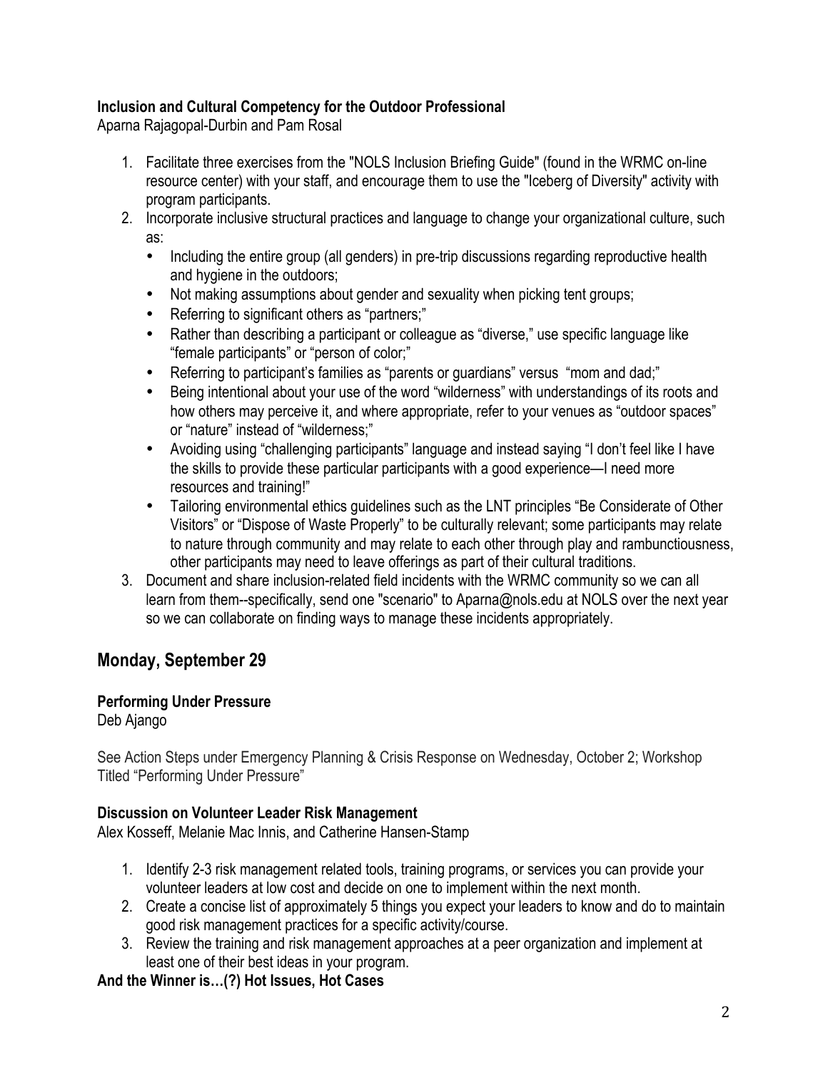**Inclusion and Cultural Competency for the Outdoor Professional**
Aparna Rajagopal-Durbin and Pam Rosal

1. Facilitate three exercises from the "NOLS Inclusion Briefing Guide" (found in the WRMC on-line resource center) with your staff, and encourage them to use the "Iceberg of Diversity" activity with program participants.
2. Incorporate inclusive structural practices and language to change your organizational culture, such as:
   - Including the entire group (all genders) in pre-trip discussions regarding reproductive health and hygiene in the outdoors;
   - Not making assumptions about gender and sexuality when picking tent groups;
   - Referring to significant others as "partners;"
   - Rather than describing a participant or colleague as "diverse," use specific language like "female participants" or "person of color;"
   - Referring to participant's families as "parents or guardians" versus "mom and dad;"
   - Being intentional about your use of the word "wilderness" with understandings of its roots and how others may perceive it, and where appropriate, refer to your venues as "outdoor spaces" or "nature" instead of "wilderness;"
   - Avoiding using "challenging participants" language and instead saying "I don't feel like I have the skills to provide these particular participants with a good experience—I need more resources and training!"
   - Tailoring environmental ethics guidelines such as the LNT principles "Be Considerate of Other Visitors" or "Dispose of Waste Properly" to be culturally relevant; some participants may relate to nature through community and may relate to each other through play and rambunctiousness, other participants may need to leave offerings as part of their cultural traditions.
3. Document and share inclusion-related field incidents with the WRMC community so we can all learn from them--specifically, send one "scenario" to Aparna@nols.edu at NOLS over the next year so we can collaborate on finding ways to manage these incidents appropriately.

## Monday, September 29

**Performing Under Pressure**
Deb Ajango

See Action Steps under Emergency Planning & Crisis Response on Wednesday, October 2; Workshop Titled "Performing Under Pressure"

**Discussion on Volunteer Leader Risk Management**
Alex Kosseff, Melanie Mac Innis, and Catherine Hansen-Stamp

1. Identify 2-3 risk management related tools, training programs, or services you can provide your volunteer leaders at low cost and decide on one to implement within the next month.
2. Create a concise list of approximately 5 things you expect your leaders to know and do to maintain good risk management practices for a specific activity/course.
3. Review the training and risk management approaches at a peer organization and implement at least one of their best ideas in your program.

**And the Winner is…(?) Hot Issues, Hot Cases**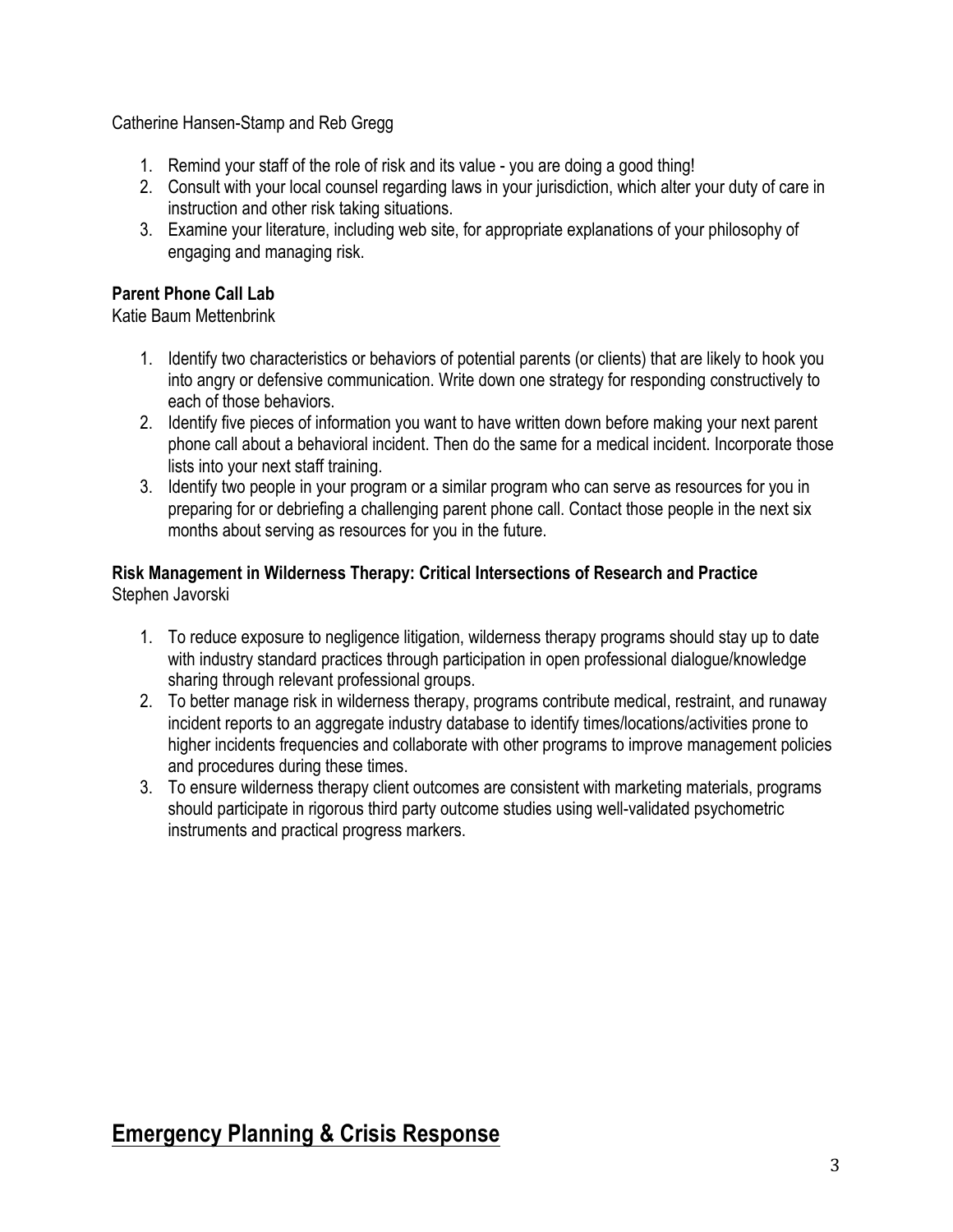Catherine Hansen-Stamp and Reb Gregg

1. Remind your staff of the role of risk and its value - you are doing a good thing!
2. Consult with your local counsel regarding laws in your jurisdiction, which alter your duty of care in instruction and other risk taking situations.
3. Examine your literature, including web site, for appropriate explanations of your philosophy of engaging and managing risk.

**Parent Phone Call Lab**
Katie Baum Mettenbrink

1. Identify two characteristics or behaviors of potential parents (or clients) that are likely to hook you into angry or defensive communication. Write down one strategy for responding constructively to each of those behaviors.
2. Identify five pieces of information you want to have written down before making your next parent phone call about a behavioral incident. Then do the same for a medical incident. Incorporate those lists into your next staff training.
3. Identify two people in your program or a similar program who can serve as resources for you in preparing for or debriefing a challenging parent phone call. Contact those people in the next six months about serving as resources for you in the future.

**Risk Management in Wilderness Therapy: Critical Intersections of Research and Practice**
Stephen Javorski

1. To reduce exposure to negligence litigation, wilderness therapy programs should stay up to date with industry standard practices through participation in open professional dialogue/knowledge sharing through relevant professional groups.
2. To better manage risk in wilderness therapy, programs contribute medical, restraint, and runaway incident reports to an aggregate industry database to identify times/locations/activities prone to higher incidents frequencies and collaborate with other programs to improve management policies and procedures during these times.
3. To ensure wilderness therapy client outcomes are consistent with marketing materials, programs should participate in rigorous third party outcome studies using well-validated psychometric instruments and practical progress markers.

## Emergency Planning & Crisis Response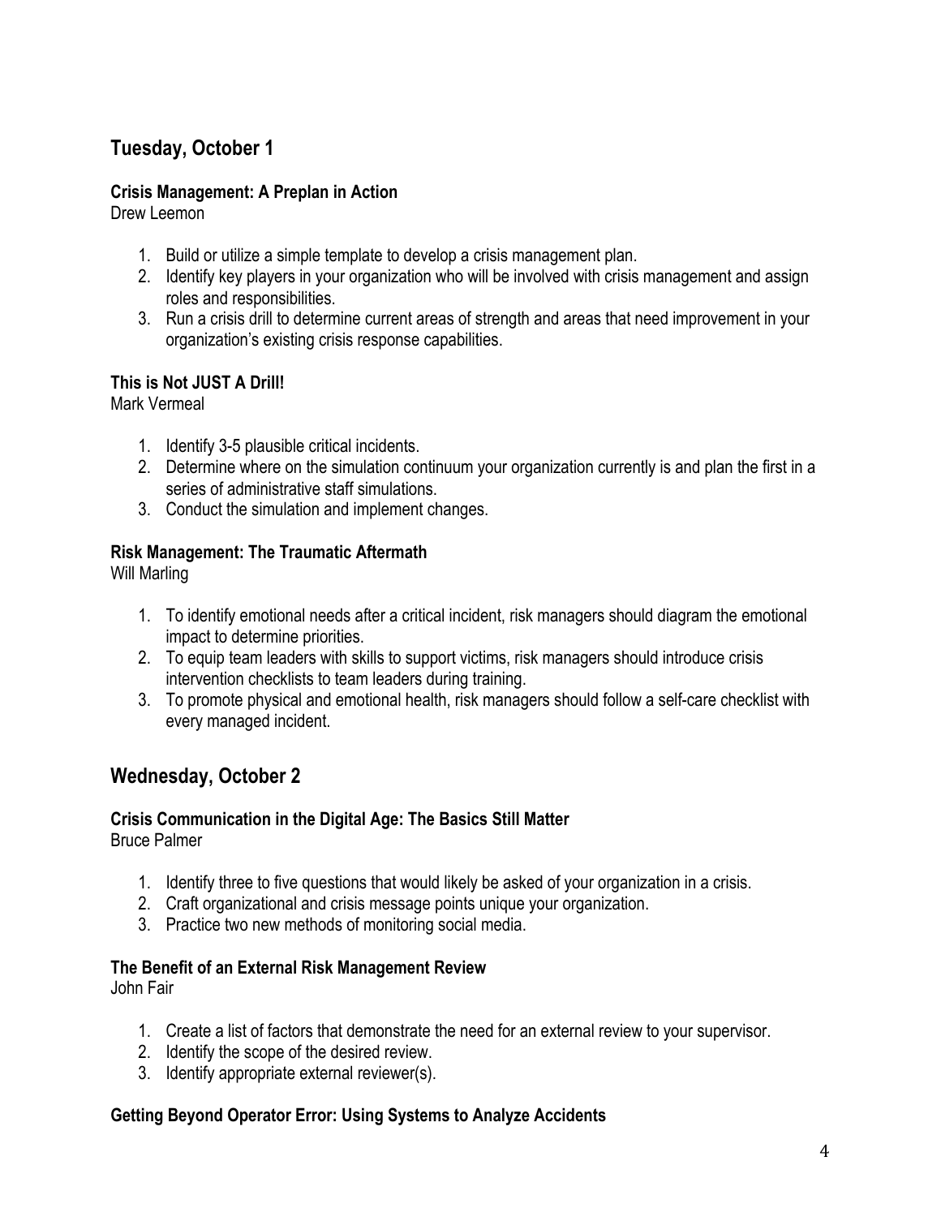## Tuesday, October 1

### Crisis Management: A Preplan in Action

Drew Leemon

1. Build or utilize a simple template to develop a crisis management plan.
2. Identify key players in your organization who will be involved with crisis management and assign roles and responsibilities.
3. Run a crisis drill to determine current areas of strength and areas that need improvement in your organization's existing crisis response capabilities.

### This is Not JUST A Drill!

Mark Vermeal

1. Identify 3-5 plausible critical incidents.
2. Determine where on the simulation continuum your organization currently is and plan the first in a series of administrative staff simulations.
3. Conduct the simulation and implement changes.

### Risk Management: The Traumatic Aftermath

Will Marling

1. To identify emotional needs after a critical incident, risk managers should diagram the emotional impact to determine priorities.
2. To equip team leaders with skills to support victims, risk managers should introduce crisis intervention checklists to team leaders during training.
3. To promote physical and emotional health, risk managers should follow a self-care checklist with every managed incident.

## Wednesday, October 2

### Crisis Communication in the Digital Age: The Basics Still Matter

Bruce Palmer

1. Identify three to five questions that would likely be asked of your organization in a crisis.
2. Craft organizational and crisis message points unique your organization.
3. Practice two new methods of monitoring social media.

### The Benefit of an External Risk Management Review

John Fair

1. Create a list of factors that demonstrate the need for an external review to your supervisor.
2. Identify the scope of the desired review.
3. Identify appropriate external reviewer(s).

### Getting Beyond Operator Error: Using Systems to Analyze Accidents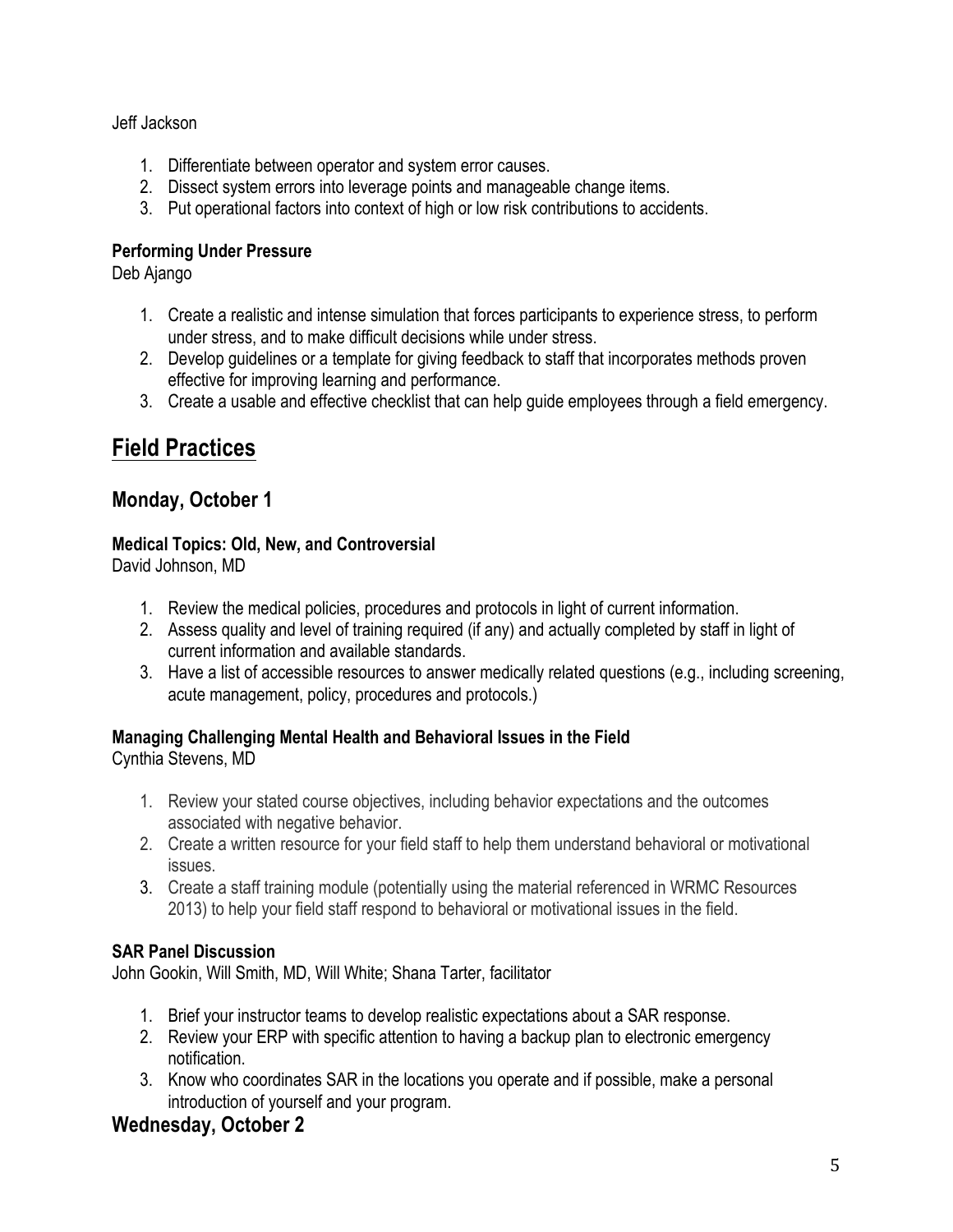Jeff Jackson

1. Differentiate between operator and system error causes.
2. Dissect system errors into leverage points and manageable change items.
3. Put operational factors into context of high or low risk contributions to accidents.

**Performing Under Pressure**
Deb Ajango

1. Create a realistic and intense simulation that forces participants to experience stress, to perform under stress, and to make difficult decisions while under stress.
2. Develop guidelines or a template for giving feedback to staff that incorporates methods proven effective for improving learning and performance.
3. Create a usable and effective checklist that can help guide employees through a field emergency.

# Field Practices

## Monday, October 1

**Medical Topics: Old, New, and Controversial**
David Johnson, MD

1. Review the medical policies, procedures and protocols in light of current information.
2. Assess quality and level of training required (if any) and actually completed by staff in light of current information and available standards.
3. Have a list of accessible resources to answer medically related questions (e.g., including screening, acute management, policy, procedures and protocols.)

**Managing Challenging Mental Health and Behavioral Issues in the Field**
Cynthia Stevens, MD

1. Review your stated course objectives, including behavior expectations and the outcomes associated with negative behavior.
2. Create a written resource for your field staff to help them understand behavioral or motivational issues.
3. Create a staff training module (potentially using the material referenced in WRMC Resources 2013) to help your field staff respond to behavioral or motivational issues in the field.

**SAR Panel Discussion**
John Gookin, Will Smith, MD, Will White; Shana Tarter, facilitator

1. Brief your instructor teams to develop realistic expectations about a SAR response.
2. Review your ERP with specific attention to having a backup plan to electronic emergency notification.
3. Know who coordinates SAR in the locations you operate and if possible, make a personal introduction of yourself and your program.

## Wednesday, October 2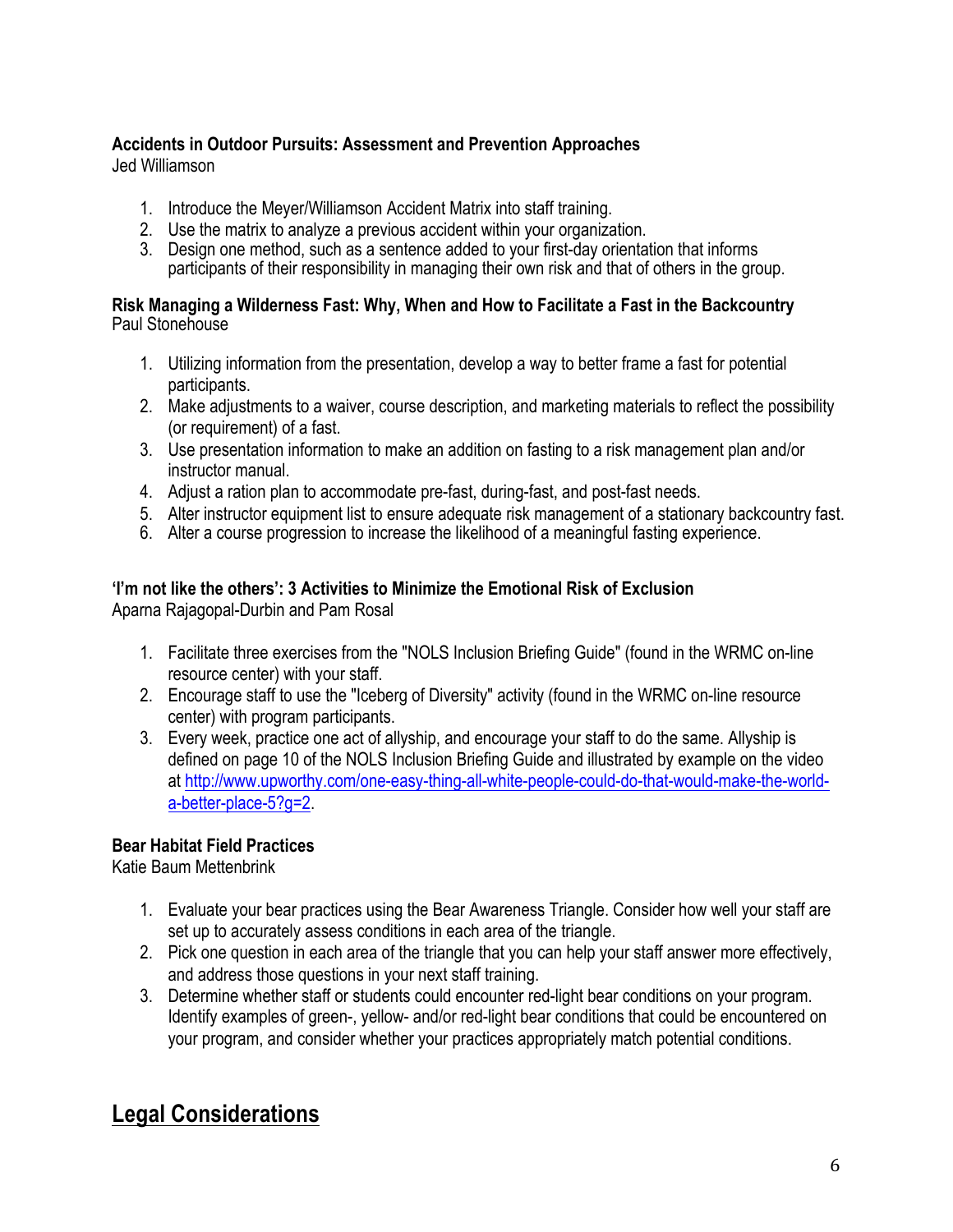**Accidents in Outdoor Pursuits: Assessment and Prevention Approaches**
Jed Williamson

1. Introduce the Meyer/Williamson Accident Matrix into staff training.
2. Use the matrix to analyze a previous accident within your organization.
3. Design one method, such as a sentence added to your first-day orientation that informs participants of their responsibility in managing their own risk and that of others in the group.

**Risk Managing a Wilderness Fast: Why, When and How to Facilitate a Fast in the Backcountry**
Paul Stonehouse

1. Utilizing information from the presentation, develop a way to better frame a fast for potential participants.
2. Make adjustments to a waiver, course description, and marketing materials to reflect the possibility (or requirement) of a fast.
3. Use presentation information to make an addition on fasting to a risk management plan and/or instructor manual.
4. Adjust a ration plan to accommodate pre-fast, during-fast, and post-fast needs.
5. Alter instructor equipment list to ensure adequate risk management of a stationary backcountry fast.
6. Alter a course progression to increase the likelihood of a meaningful fasting experience.

**'I'm not like the others': 3 Activities to Minimize the Emotional Risk of Exclusion**
Aparna Rajagopal-Durbin and Pam Rosal

1. Facilitate three exercises from the "NOLS Inclusion Briefing Guide" (found in the WRMC on-line resource center) with your staff.
2. Encourage staff to use the "Iceberg of Diversity" activity (found in the WRMC on-line resource center) with program participants.
3. Every week, practice one act of allyship, and encourage your staff to do the same. Allyship is defined on page 10 of the NOLS Inclusion Briefing Guide and illustrated by example on the video at http://www.upworthy.com/one-easy-thing-all-white-people-could-do-that-would-make-the-world-a-better-place-5?g=2.

**Bear Habitat Field Practices**
Katie Baum Mettenbrink

1. Evaluate your bear practices using the Bear Awareness Triangle. Consider how well your staff are set up to accurately assess conditions in each area of the triangle.
2. Pick one question in each area of the triangle that you can help your staff answer more effectively, and address those questions in your next staff training.
3. Determine whether staff or students could encounter red-light bear conditions on your program. Identify examples of green-, yellow- and/or red-light bear conditions that could be encountered on your program, and consider whether your practices appropriately match potential conditions.

## Legal Considerations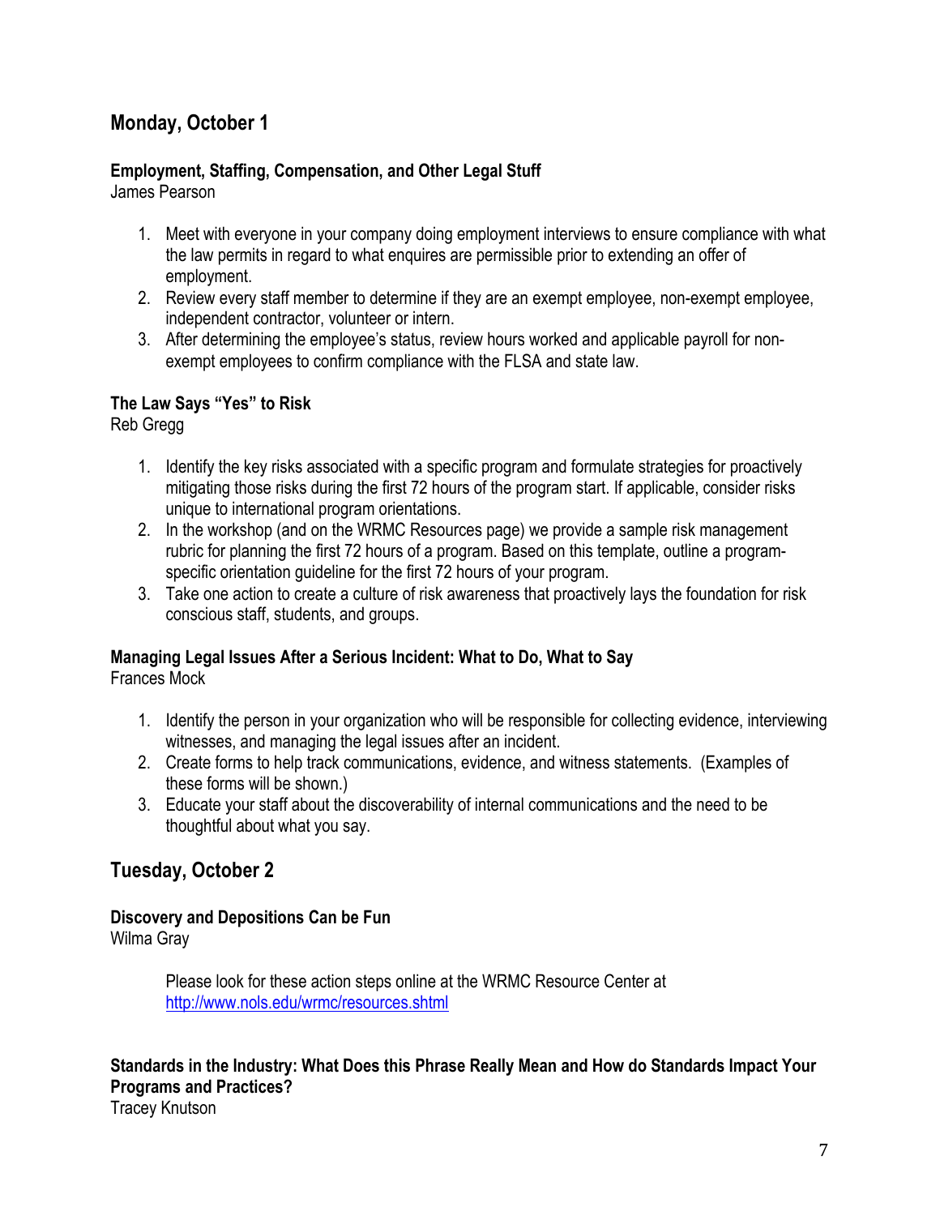## Monday, October 1

### Employment, Staffing, Compensation, and Other Legal Stuff

James Pearson

1. Meet with everyone in your company doing employment interviews to ensure compliance with what the law permits in regard to what enquires are permissible prior to extending an offer of employment.
2. Review every staff member to determine if they are an exempt employee, non-exempt employee, independent contractor, volunteer or intern.
3. After determining the employee's status, review hours worked and applicable payroll for non-exempt employees to confirm compliance with the FLSA and state law.

### The Law Says "Yes" to Risk

Reb Gregg

1. Identify the key risks associated with a specific program and formulate strategies for proactively mitigating those risks during the first 72 hours of the program start. If applicable, consider risks unique to international program orientations.
2. In the workshop (and on the WRMC Resources page) we provide a sample risk management rubric for planning the first 72 hours of a program. Based on this template, outline a program-specific orientation guideline for the first 72 hours of your program.
3. Take one action to create a culture of risk awareness that proactively lays the foundation for risk conscious staff, students, and groups.

### Managing Legal Issues After a Serious Incident: What to Do, What to Say

Frances Mock

1. Identify the person in your organization who will be responsible for collecting evidence, interviewing witnesses, and managing the legal issues after an incident.
2. Create forms to help track communications, evidence, and witness statements. (Examples of these forms will be shown.)
3. Educate your staff about the discoverability of internal communications and the need to be thoughtful about what you say.

## Tuesday, October 2

### Discovery and Depositions Can be Fun

Wilma Gray

Please look for these action steps online at the WRMC Resource Center at http://www.nols.edu/wrmc/resources.shtml

### Standards in the Industry: What Does this Phrase Really Mean and How do Standards Impact Your Programs and Practices?

Tracey Knutson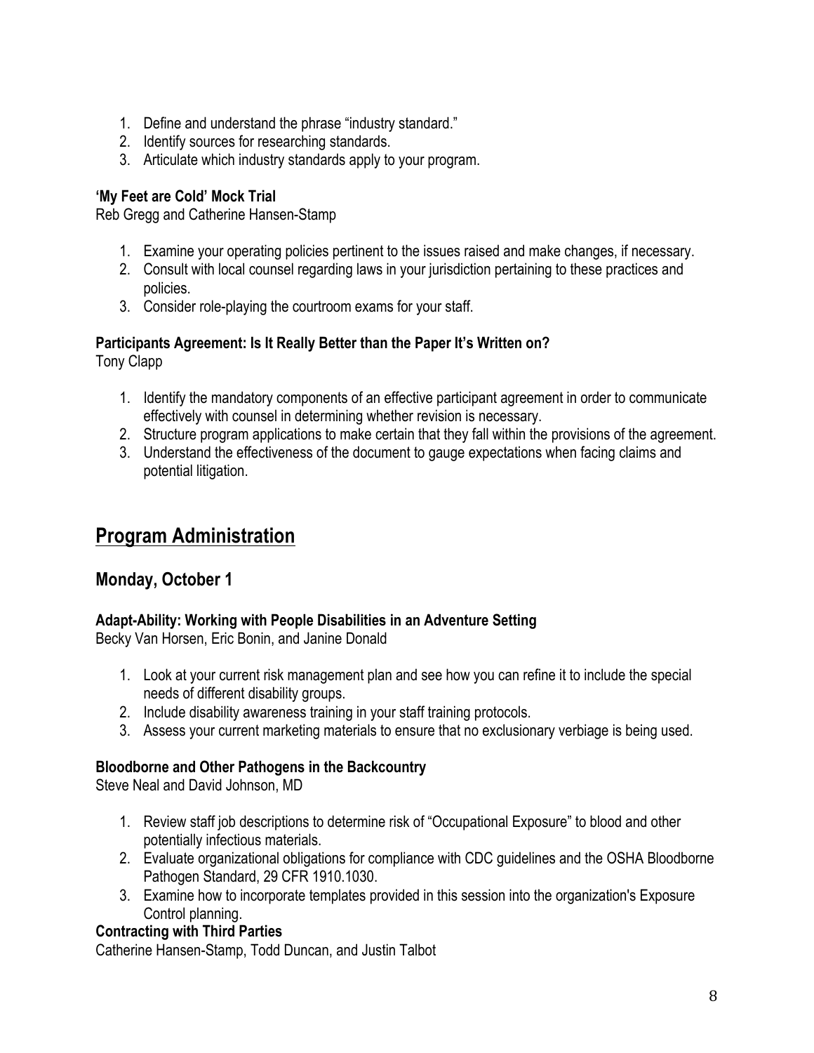1. Define and understand the phrase "industry standard."
2. Identify sources for researching standards.
3. Articulate which industry standards apply to your program.

**'My Feet are Cold' Mock Trial**
Reb Gregg and Catherine Hansen-Stamp

1. Examine your operating policies pertinent to the issues raised and make changes, if necessary.
2. Consult with local counsel regarding laws in your jurisdiction pertaining to these practices and policies.
3. Consider role-playing the courtroom exams for your staff.

**Participants Agreement: Is It Really Better than the Paper It's Written on?**
Tony Clapp

1. Identify the mandatory components of an effective participant agreement in order to communicate effectively with counsel in determining whether revision is necessary.
2. Structure program applications to make certain that they fall within the provisions of the agreement.
3. Understand the effectiveness of the document to gauge expectations when facing claims and potential litigation.

# Program Administration

## Monday, October 1

**Adapt-Ability: Working with People Disabilities in an Adventure Setting**
Becky Van Horsen, Eric Bonin, and Janine Donald

1. Look at your current risk management plan and see how you can refine it to include the special needs of different disability groups.
2. Include disability awareness training in your staff training protocols.
3. Assess your current marketing materials to ensure that no exclusionary verbiage is being used.

**Bloodborne and Other Pathogens in the Backcountry**
Steve Neal and David Johnson, MD

1. Review staff job descriptions to determine risk of "Occupational Exposure" to blood and other potentially infectious materials.
2. Evaluate organizational obligations for compliance with CDC guidelines and the OSHA Bloodborne Pathogen Standard, 29 CFR 1910.1030.
3. Examine how to incorporate templates provided in this session into the organization's Exposure Control planning.

**Contracting with Third Parties**
Catherine Hansen-Stamp, Todd Duncan, and Justin Talbot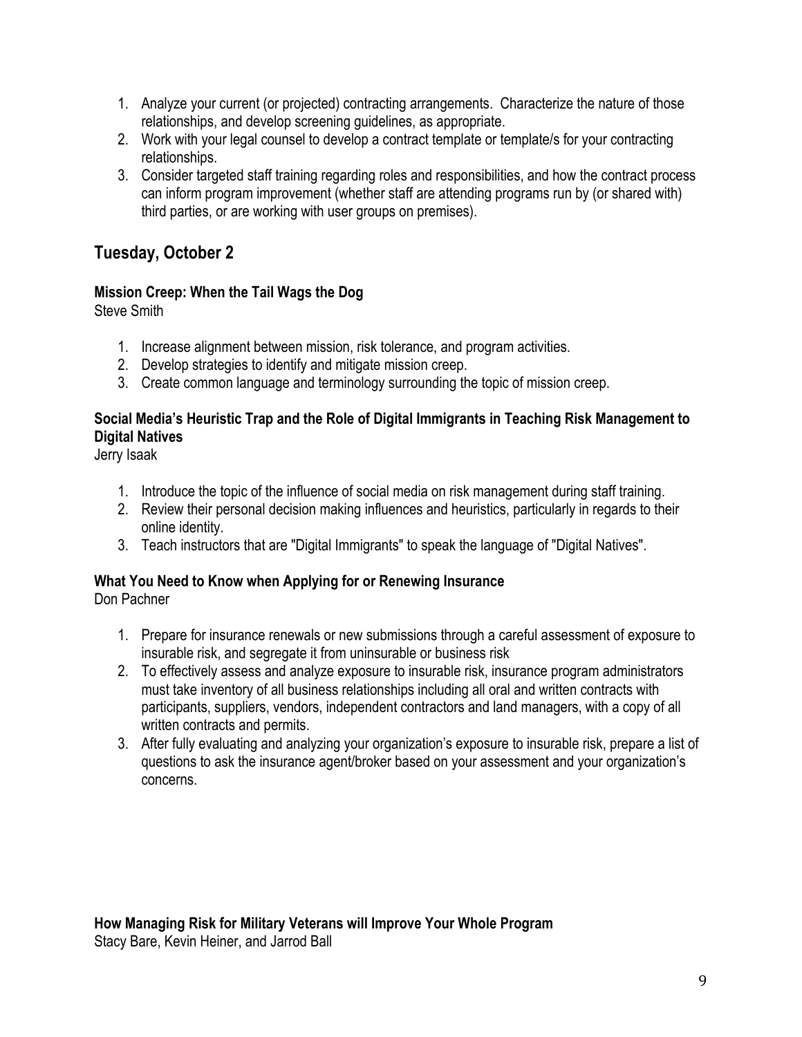1. Analyze your current (or projected) contracting arrangements. Characterize the nature of those relationships, and develop screening guidelines, as appropriate.
2. Work with your legal counsel to develop a contract template or template/s for your contracting relationships.
3. Consider targeted staff training regarding roles and responsibilities, and how the contract process can inform program improvement (whether staff are attending programs run by (or shared with) third parties, or are working with user groups on premises).

## Tuesday, October 2

**Mission Creep: When the Tail Wags the Dog**

Steve Smith

1. Increase alignment between mission, risk tolerance, and program activities.
2. Develop strategies to identify and mitigate mission creep.
3. Create common language and terminology surrounding the topic of mission creep.

**Social Media's Heuristic Trap and the Role of Digital Immigrants in Teaching Risk Management to Digital Natives**

Jerry Isaak

1. Introduce the topic of the influence of social media on risk management during staff training.
2. Review their personal decision making influences and heuristics, particularly in regards to their online identity.
3. Teach instructors that are "Digital Immigrants" to speak the language of "Digital Natives".

**What You Need to Know when Applying for or Renewing Insurance**

Don Pachner

1. Prepare for insurance renewals or new submissions through a careful assessment of exposure to insurable risk, and segregate it from uninsurable or business risk
2. To effectively assess and analyze exposure to insurable risk, insurance program administrators must take inventory of all business relationships including all oral and written contracts with participants, suppliers, vendors, independent contractors and land managers, with a copy of all written contracts and permits.
3. After fully evaluating and analyzing your organization's exposure to insurable risk, prepare a list of questions to ask the insurance agent/broker based on your assessment and your organization's concerns.

**How Managing Risk for Military Veterans will Improve Your Whole Program**

Stacy Bare, Kevin Heiner, and Jarrod Ball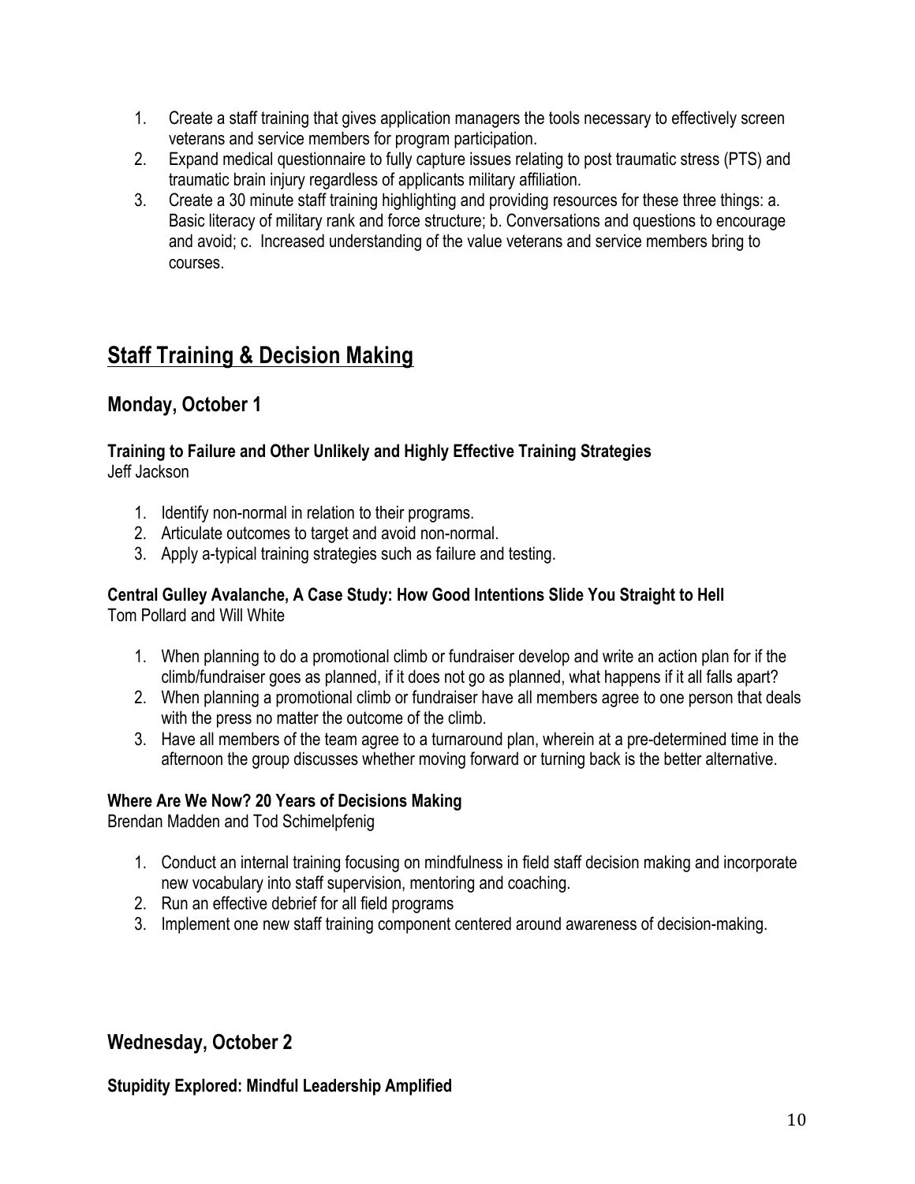1. Create a staff training that gives application managers the tools necessary to effectively screen veterans and service members for program participation.
2. Expand medical questionnaire to fully capture issues relating to post traumatic stress (PTS) and traumatic brain injury regardless of applicants military affiliation.
3. Create a 30 minute staff training highlighting and providing resources for these three things: a. Basic literacy of military rank and force structure; b. Conversations and questions to encourage and avoid; c. Increased understanding of the value veterans and service members bring to courses.

# Staff Training & Decision Making

## Monday, October 1

**Training to Failure and Other Unlikely and Highly Effective Training Strategies**
Jeff Jackson

1. Identify non-normal in relation to their programs.
2. Articulate outcomes to target and avoid non-normal.
3. Apply a-typical training strategies such as failure and testing.

**Central Gulley Avalanche, A Case Study: How Good Intentions Slide You Straight to Hell**
Tom Pollard and Will White

1. When planning to do a promotional climb or fundraiser develop and write an action plan for if the climb/fundraiser goes as planned, if it does not go as planned, what happens if it all falls apart?
2. When planning a promotional climb or fundraiser have all members agree to one person that deals with the press no matter the outcome of the climb.
3. Have all members of the team agree to a turnaround plan, wherein at a pre-determined time in the afternoon the group discusses whether moving forward or turning back is the better alternative.

**Where Are We Now? 20 Years of Decisions Making**
Brendan Madden and Tod Schimelpfenig

1. Conduct an internal training focusing on mindfulness in field staff decision making and incorporate new vocabulary into staff supervision, mentoring and coaching.
2. Run an effective debrief for all field programs
3. Implement one new staff training component centered around awareness of decision-making.

## Wednesday, October 2

**Stupidity Explored: Mindful Leadership Amplified**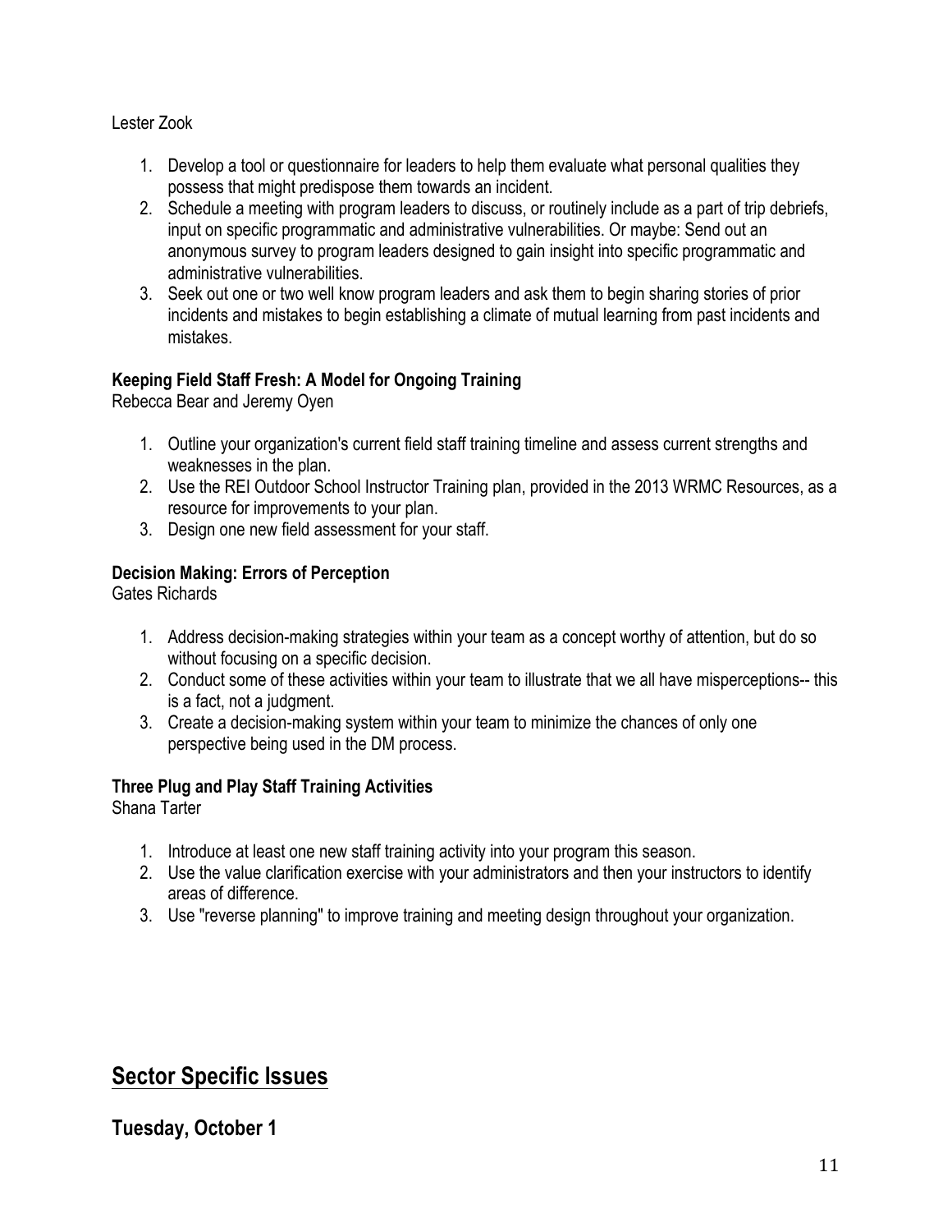Lester Zook

1. Develop a tool or questionnaire for leaders to help them evaluate what personal qualities they possess that might predispose them towards an incident.
2. Schedule a meeting with program leaders to discuss, or routinely include as a part of trip debriefs, input on specific programmatic and administrative vulnerabilities. Or maybe: Send out an anonymous survey to program leaders designed to gain insight into specific programmatic and administrative vulnerabilities.
3. Seek out one or two well know program leaders and ask them to begin sharing stories of prior incidents and mistakes to begin establishing a climate of mutual learning from past incidents and mistakes.

**Keeping Field Staff Fresh: A Model for Ongoing Training**
Rebecca Bear and Jeremy Oyen

1. Outline your organization's current field staff training timeline and assess current strengths and weaknesses in the plan.
2. Use the REI Outdoor School Instructor Training plan, provided in the 2013 WRMC Resources, as a resource for improvements to your plan.
3. Design one new field assessment for your staff.

**Decision Making: Errors of Perception**
Gates Richards

1. Address decision-making strategies within your team as a concept worthy of attention, but do so without focusing on a specific decision.
2. Conduct some of these activities within your team to illustrate that we all have misperceptions-- this is a fact, not a judgment.
3. Create a decision-making system within your team to minimize the chances of only one perspective being used in the DM process.

**Three Plug and Play Staff Training Activities**
Shana Tarter

1. Introduce at least one new staff training activity into your program this season.
2. Use the value clarification exercise with your administrators and then your instructors to identify areas of difference.
3. Use "reverse planning" to improve training and meeting design throughout your organization.

## Sector Specific Issues

### Tuesday, October 1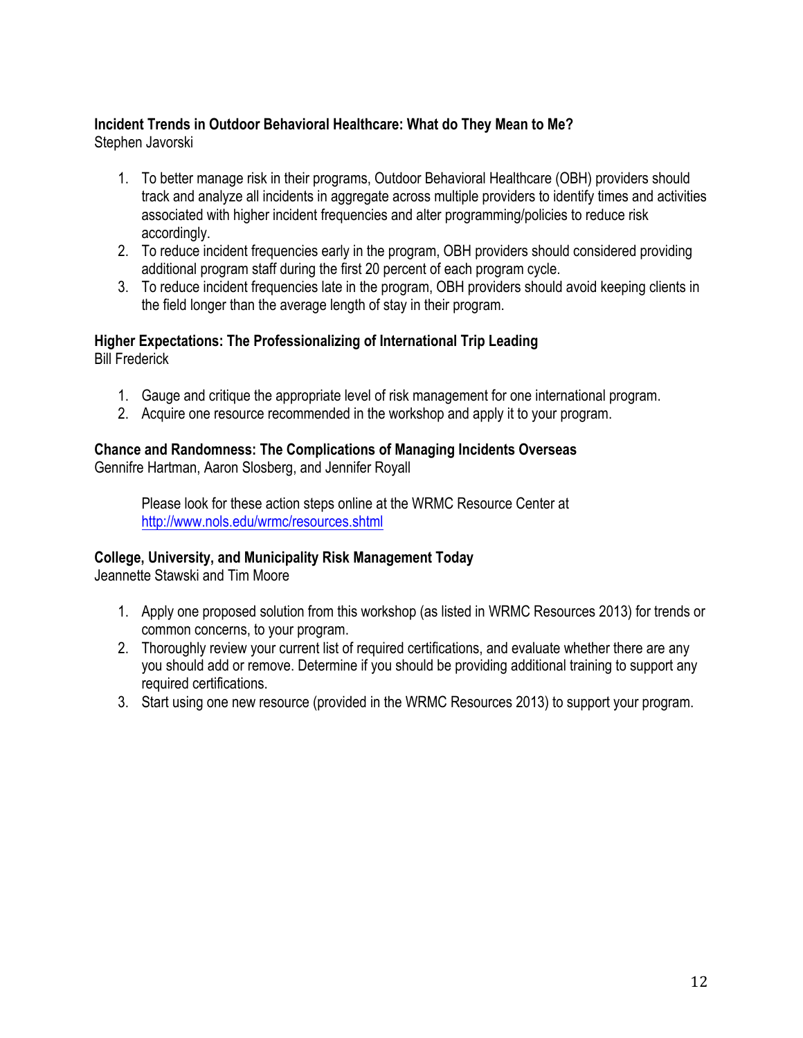**Incident Trends in Outdoor Behavioral Healthcare: What do They Mean to Me?**
Stephen Javorski

1. To better manage risk in their programs, Outdoor Behavioral Healthcare (OBH) providers should track and analyze all incidents in aggregate across multiple providers to identify times and activities associated with higher incident frequencies and alter programming/policies to reduce risk accordingly.
2. To reduce incident frequencies early in the program, OBH providers should considered providing additional program staff during the first 20 percent of each program cycle.
3. To reduce incident frequencies late in the program, OBH providers should avoid keeping clients in the field longer than the average length of stay in their program.

**Higher Expectations: The Professionalizing of International Trip Leading**
Bill Frederick

1. Gauge and critique the appropriate level of risk management for one international program.
2. Acquire one resource recommended in the workshop and apply it to your program.

**Chance and Randomness: The Complications of Managing Incidents Overseas**
Gennifre Hartman, Aaron Slosberg, and Jennifer Royall

Please look for these action steps online at the WRMC Resource Center at http://www.nols.edu/wrmc/resources.shtml

**College, University, and Municipality Risk Management Today**
Jeannette Stawski and Tim Moore

1. Apply one proposed solution from this workshop (as listed in WRMC Resources 2013) for trends or common concerns, to your program.
2. Thoroughly review your current list of required certifications, and evaluate whether there are any you should add or remove. Determine if you should be providing additional training to support any required certifications.
3. Start using one new resource (provided in the WRMC Resources 2013) to support your program.